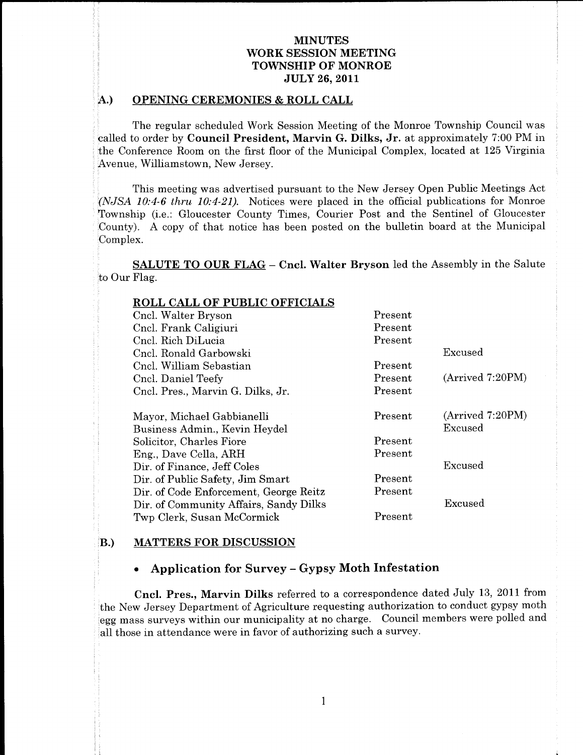# MINUTES
# WORK SESSION MEETING
# TOWNSHIP OF MONROE
# JULY 26, 2011

## A.) OPENING CEREMONIES & ROLL CALL

The regular scheduled Work Session Meeting of the Monroe Township Council was called to order by **Council President, Marvin G. Dilks, Jr.** at approximately 7:00 PM in the Conference Room on the first floor of the Municipal Complex, located at 125 Virginia Avenue, Williamstown, New Jersey.

This meeting was advertised pursuant to the New Jersey Open Public Meetings Act *(NJSA 10:4-6 thru 10:4-21)*. Notices were placed in the official publications for Monroe Township (i.e.: Gloucester County Times, Courier Post and the Sentinel of Gloucester County). A copy of that notice has been posted on the bulletin board at the Municipal Complex.

**SALUTE TO OUR FLAG** – **Cncl. Walter Bryson** led the Assembly in the Salute to Our Flag.

**ROLL CALL OF PUBLIC OFFICIALS**

| | | |
|---|---|---|
| Cncl. Walter Bryson | Present | |
| Cncl. Frank Caligiuri | Present | |
| Cncl. Rich DiLucia | Present | |
| Cncl. Ronald Garbowski | | Excused |
| Cncl. William Sebastian | Present | |
| Cncl. Daniel Teefy | Present | (Arrived 7:20PM) |
| Cncl. Pres., Marvin G. Dilks, Jr. | Present | |
| Mayor, Michael Gabbianelli | Present | (Arrived 7:20PM) |
| Business Admin., Kevin Heydel | | Excused |
| Solicitor, Charles Fiore | Present | |
| Eng., Dave Cella, ARH | Present | |
| Dir. of Finance, Jeff Coles | | Excused |
| Dir. of Public Safety, Jim Smart | Present | |
| Dir. of Code Enforcement, George Reitz | Present | |
| Dir. of Community Affairs, Sandy Dilks | | Excused |
| Twp Clerk, Susan McCormick | Present | |

## B.) MATTERS FOR DISCUSSION

- **Application for Survey – Gypsy Moth Infestation**

**Cncl. Pres., Marvin Dilks** referred to a correspondence dated July 13, 2011 from the New Jersey Department of Agriculture requesting authorization to conduct gypsy moth egg mass surveys within our municipality at no charge. Council members were polled and all those in attendance were in favor of authorizing such a survey.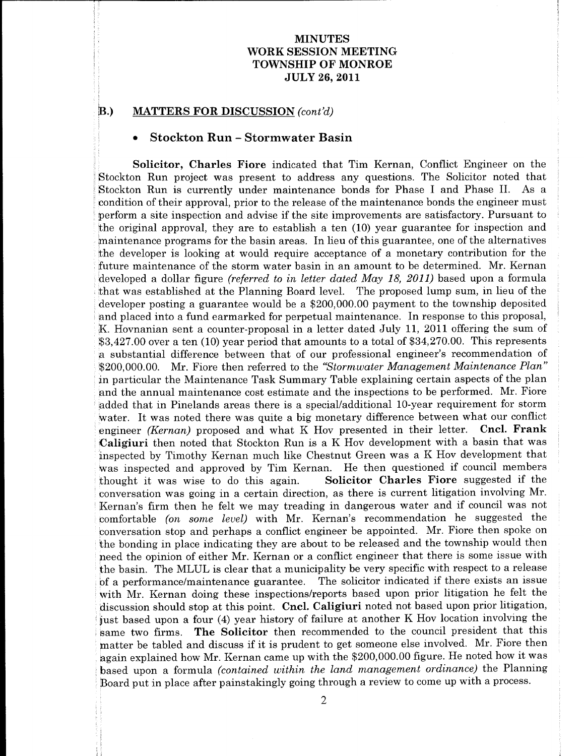# MINUTES
# WORK SESSION MEETING
# TOWNSHIP OF MONROE
# JULY 26, 2011

## B.) MATTERS FOR DISCUSSION *(cont'd)*

- **Stockton Run – Stormwater Basin**

**Solicitor, Charles Fiore** indicated that Tim Kernan, Conflict Engineer on the Stockton Run project was present to address any questions. The Solicitor noted that Stockton Run is currently under maintenance bonds for Phase I and Phase II. As a condition of their approval, prior to the release of the maintenance bonds the engineer must perform a site inspection and advise if the site improvements are satisfactory. Pursuant to the original approval, they are to establish a ten (10) year guarantee for inspection and maintenance programs for the basin areas. In lieu of this guarantee, one of the alternatives the developer is looking at would require acceptance of a monetary contribution for the future maintenance of the storm water basin in an amount to be determined. Mr. Kernan developed a dollar figure *(referred to in letter dated May 18, 2011)* based upon a formula that was established at the Planning Board level. The proposed lump sum, in lieu of the developer posting a guarantee would be a $200,000.00 payment to the township deposited and placed into a fund earmarked for perpetual maintenance. In response to this proposal, K. Hovnanian sent a counter-proposal in a letter dated July 11, 2011 offering the sum of $3,427.00 over a ten (10) year period that amounts to a total of $34,270.00. This represents a substantial difference between that of our professional engineer's recommendation of $200,000.00. Mr. Fiore then referred to the *"Stormwater Management Maintenance Plan"* in particular the Maintenance Task Summary Table explaining certain aspects of the plan and the annual maintenance cost estimate and the inspections to be performed. Mr. Fiore added that in Pinelands areas there is a special/additional 10-year requirement for storm water. It was noted there was quite a big monetary difference between what our conflict engineer *(Kernan)* proposed and what K Hov presented in their letter. **Cncl. Frank Caligiuri** then noted that Stockton Run is a K Hov development with a basin that was inspected by Timothy Kernan much like Chestnut Green was a K Hov development that was inspected and approved by Tim Kernan. He then questioned if council members thought it was wise to do this again. **Solicitor Charles Fiore** suggested if the conversation was going in a certain direction, as there is current litigation involving Mr. Kernan's firm then he felt we may treading in dangerous water and if council was not comfortable *(on some level)* with Mr. Kernan's recommendation he suggested the conversation stop and perhaps a conflict engineer be appointed. Mr. Fiore then spoke on the bonding in place indicating they are about to be released and the township would then need the opinion of either Mr. Kernan or a conflict engineer that there is some issue with the basin. The MLUL is clear that a municipality be very specific with respect to a release of a performance/maintenance guarantee. The solicitor indicated if there exists an issue with Mr. Kernan doing these inspections/reports based upon prior litigation he felt the discussion should stop at this point. **Cncl. Caligiuri** noted not based upon prior litigation, just based upon a four (4) year history of failure at another K Hov location involving the same two firms. **The Solicitor** then recommended to the council president that this matter be tabled and discuss if it is prudent to get someone else involved. Mr. Fiore then again explained how Mr. Kernan came up with the $200,000.00 figure. He noted how it was based upon a formula *(contained within the land management ordinance)* the Planning Board put in place after painstakingly going through a review to come up with a process.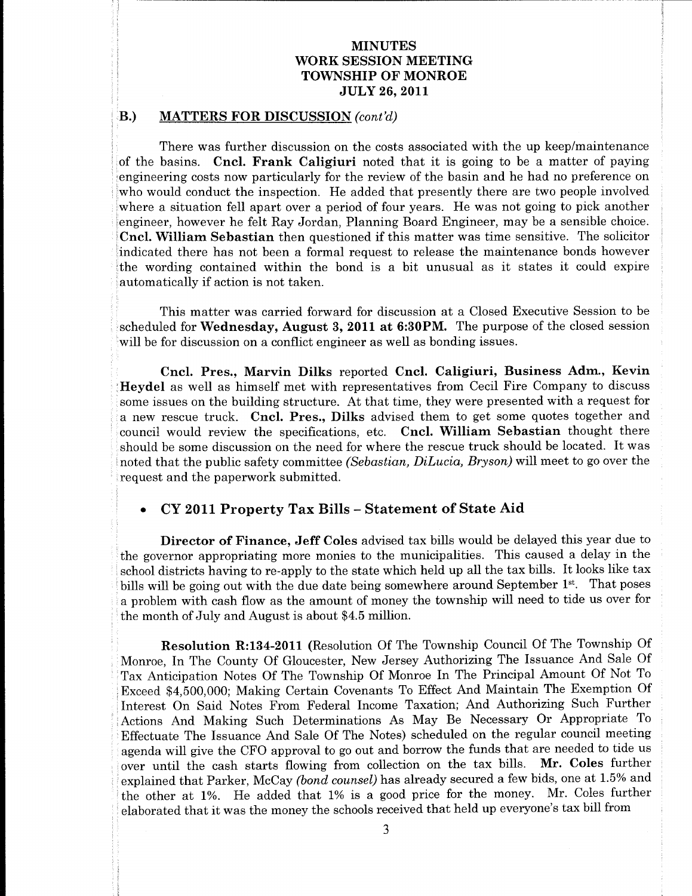**MINUTES**
**WORK SESSION MEETING**
**TOWNSHIP OF MONROE**
**JULY 26, 2011**

## B.) MATTERS FOR DISCUSSION *(cont'd)*

There was further discussion on the costs associated with the up keep/maintenance of the basins. **Cncl. Frank Caligiuri** noted that it is going to be a matter of paying engineering costs now particularly for the review of the basin and he had no preference on who would conduct the inspection. He added that presently there are two people involved where a situation fell apart over a period of four years. He was not going to pick another engineer, however he felt Ray Jordan, Planning Board Engineer, may be a sensible choice. **Cncl. William Sebastian** then questioned if this matter was time sensitive. The solicitor indicated there has not been a formal request to release the maintenance bonds however the wording contained within the bond is a bit unusual as it states it could expire automatically if action is not taken.

This matter was carried forward for discussion at a Closed Executive Session to be scheduled for **Wednesday, August 3, 2011 at 6:30PM.** The purpose of the closed session will be for discussion on a conflict engineer as well as bonding issues.

**Cncl. Pres., Marvin Dilks** reported **Cncl. Caligiuri, Business Adm., Kevin Heydel** as well as himself met with representatives from Cecil Fire Company to discuss some issues on the building structure. At that time, they were presented with a request for a new rescue truck. **Cncl. Pres., Dilks** advised them to get some quotes together and council would review the specifications, etc. **Cncl. William Sebastian** thought there should be some discussion on the need for where the rescue truck should be located. It was noted that the public safety committee *(Sebastian, DiLucia, Bryson)* will meet to go over the request and the paperwork submitted.

- **CY 2011 Property Tax Bills – Statement of State Aid**

**Director of Finance, Jeff Coles** advised tax bills would be delayed this year due to the governor appropriating more monies to the municipalities. This caused a delay in the school districts having to re-apply to the state which held up all the tax bills. It looks like tax bills will be going out with the due date being somewhere around September 1st. That poses a problem with cash flow as the amount of money the township will need to tide us over for the month of July and August is about $4.5 million.

**Resolution R:134-2011** (Resolution Of The Township Council Of The Township Of Monroe, In The County Of Gloucester, New Jersey Authorizing The Issuance And Sale Of Tax Anticipation Notes Of The Township Of Monroe In The Principal Amount Of Not To Exceed $4,500,000; Making Certain Covenants To Effect And Maintain The Exemption Of Interest On Said Notes From Federal Income Taxation; And Authorizing Such Further Actions And Making Such Determinations As May Be Necessary Or Appropriate To Effectuate The Issuance And Sale Of The Notes) scheduled on the regular council meeting agenda will give the CFO approval to go out and borrow the funds that are needed to tide us over until the cash starts flowing from collection on the tax bills. **Mr. Coles** further explained that Parker, McCay *(bond counsel)* has already secured a few bids, one at 1.5% and the other at 1%. He added that 1% is a good price for the money. Mr. Coles further elaborated that it was the money the schools received that held up everyone's tax bill from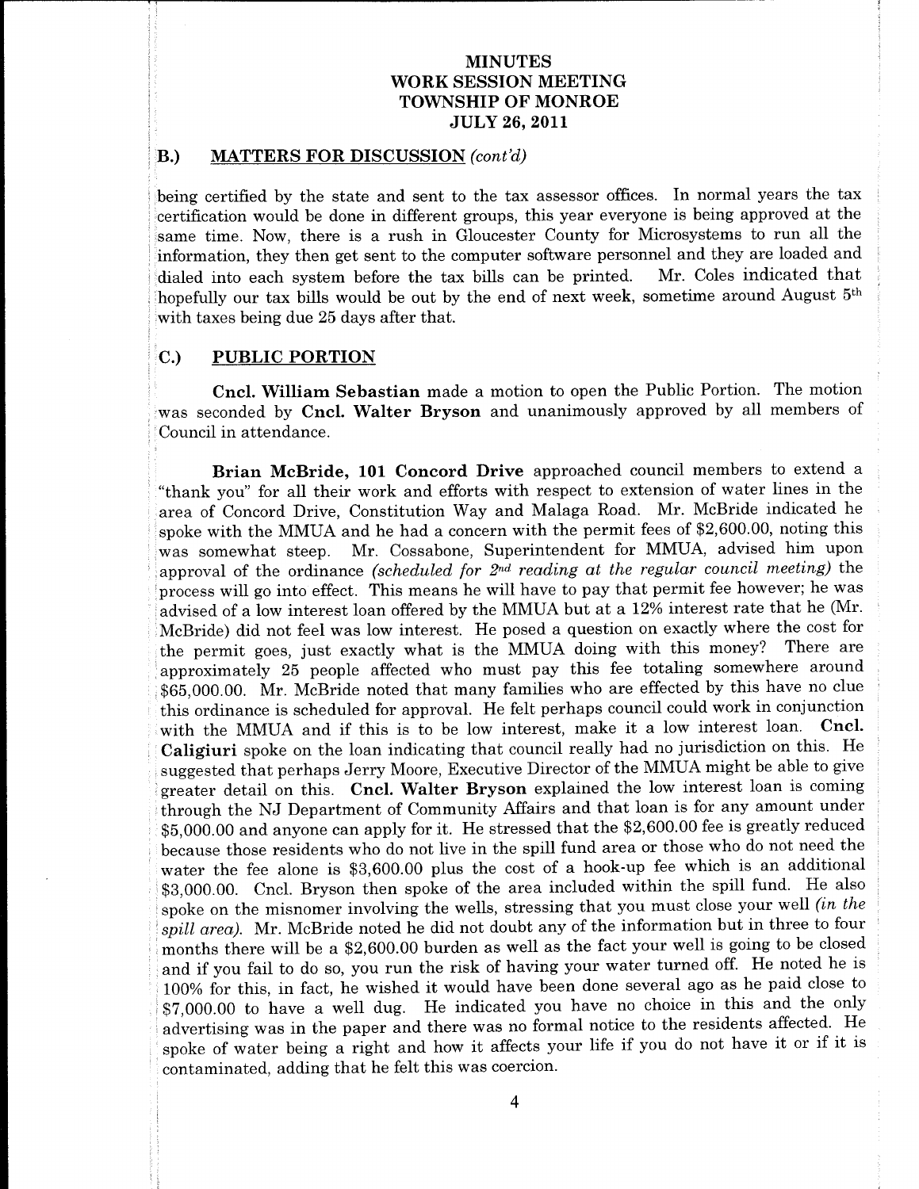**MINUTES**
**WORK SESSION MEETING**
**TOWNSHIP OF MONROE**
**JULY 26, 2011**

## B.) MATTERS FOR DISCUSSION *(cont'd)*

being certified by the state and sent to the tax assessor offices. In normal years the tax certification would be done in different groups, this year everyone is being approved at the same time. Now, there is a rush in Gloucester County for Microsystems to run all the information, they then get sent to the computer software personnel and they are loaded and dialed into each system before the tax bills can be printed. Mr. Coles indicated that hopefully our tax bills would be out by the end of next week, sometime around August 5th with taxes being due 25 days after that.

## C.) PUBLIC PORTION

**Cncl. William Sebastian** made a motion to open the Public Portion. The motion was seconded by **Cncl. Walter Bryson** and unanimously approved by all members of Council in attendance.

**Brian McBride, 101 Concord Drive** approached council members to extend a "thank you" for all their work and efforts with respect to extension of water lines in the area of Concord Drive, Constitution Way and Malaga Road. Mr. McBride indicated he spoke with the MMUA and he had a concern with the permit fees of $2,600.00, noting this was somewhat steep. Mr. Cossabone, Superintendent for MMUA, advised him upon approval of the ordinance *(scheduled for 2nd reading at the regular council meeting)* the process will go into effect. This means he will have to pay that permit fee however; he was advised of a low interest loan offered by the MMUA but at a 12% interest rate that he (Mr. McBride) did not feel was low interest. He posed a question on exactly where the cost for the permit goes, just exactly what is the MMUA doing with this money? There are approximately 25 people affected who must pay this fee totaling somewhere around $65,000.00. Mr. McBride noted that many families who are effected by this have no clue this ordinance is scheduled for approval. He felt perhaps council could work in conjunction with the MMUA and if this is to be low interest, make it a low interest loan. **Cncl. Caligiuri** spoke on the loan indicating that council really had no jurisdiction on this. He suggested that perhaps Jerry Moore, Executive Director of the MMUA might be able to give greater detail on this. **Cncl. Walter Bryson** explained the low interest loan is coming through the NJ Department of Community Affairs and that loan is for any amount under $5,000.00 and anyone can apply for it. He stressed that the $2,600.00 fee is greatly reduced because those residents who do not live in the spill fund area or those who do not need the water the fee alone is $3,600.00 plus the cost of a hook-up fee which is an additional $3,000.00. Cncl. Bryson then spoke of the area included within the spill fund. He also spoke on the misnomer involving the wells, stressing that you must close your well *(in the spill area)*. Mr. McBride noted he did not doubt any of the information but in three to four months there will be a $2,600.00 burden as well as the fact your well is going to be closed and if you fail to do so, you run the risk of having your water turned off. He noted he is 100% for this, in fact, he wished it would have been done several ago as he paid close to $7,000.00 to have a well dug. He indicated you have no choice in this and the only advertising was in the paper and there was no formal notice to the residents affected. He spoke of water being a right and how it affects your life if you do not have it or if it is contaminated, adding that he felt this was coercion.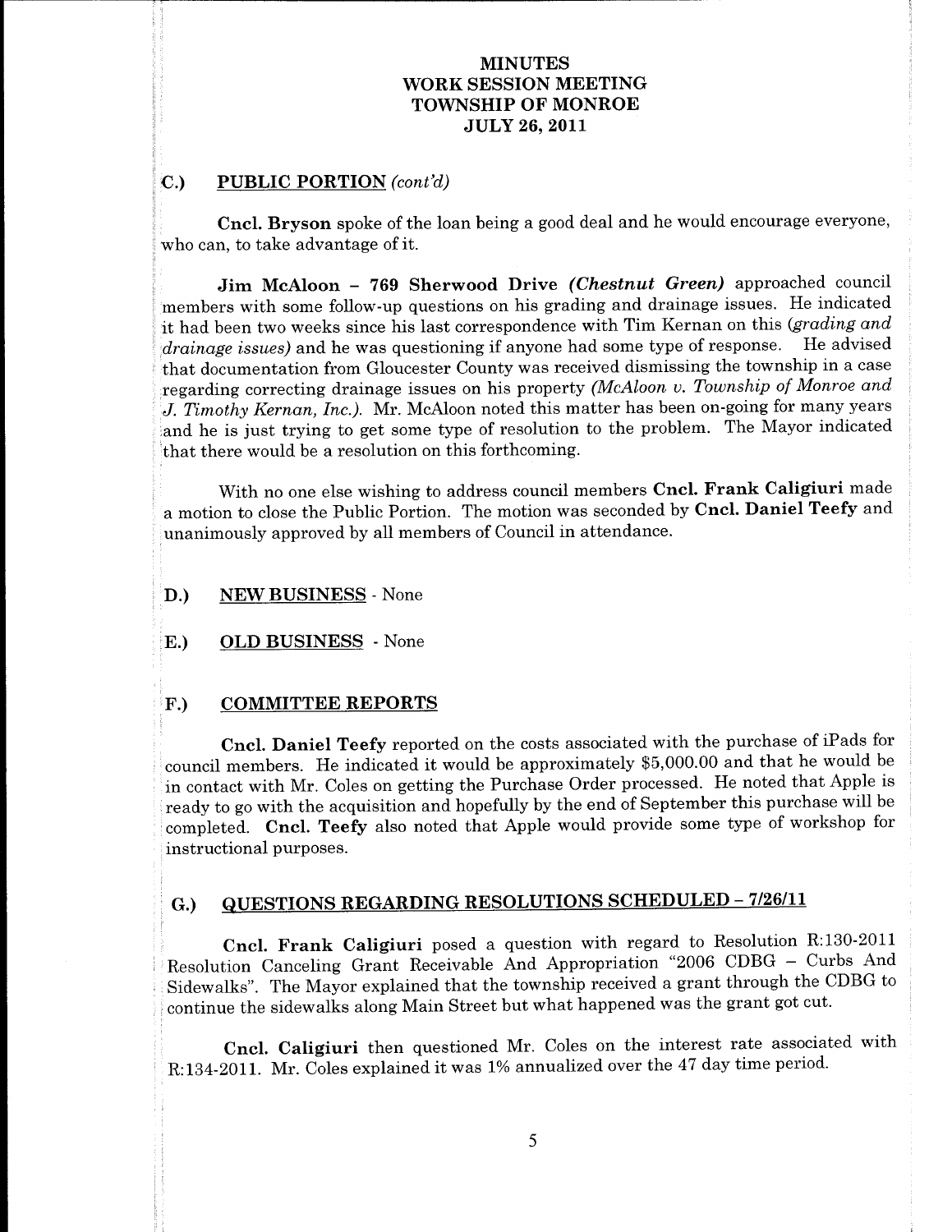# MINUTES
# WORK SESSION MEETING
# TOWNSHIP OF MONROE
# JULY 26, 2011

## C.) PUBLIC PORTION *(cont'd)*

**Cncl. Bryson** spoke of the loan being a good deal and he would encourage everyone, who can, to take advantage of it.

**Jim McAloon – 769 Sherwood Drive *(Chestnut Green)*** approached council members with some follow-up questions on his grading and drainage issues. He indicated it had been two weeks since his last correspondence with Tim Kernan on this *(grading and drainage issues)* and he was questioning if anyone had some type of response. He advised that documentation from Gloucester County was received dismissing the township in a case regarding correcting drainage issues on his property *(McAloon v. Township of Monroe and J. Timothy Kernan, Inc.)*. Mr. McAloon noted this matter has been on-going for many years and he is just trying to get some type of resolution to the problem. The Mayor indicated that there would be a resolution on this forthcoming.

With no one else wishing to address council members **Cncl. Frank Caligiuri** made a motion to close the Public Portion. The motion was seconded by **Cncl. Daniel Teefy** and unanimously approved by all members of Council in attendance.

## D.) NEW BUSINESS - None

## E.) OLD BUSINESS - None

## F.) COMMITTEE REPORTS

**Cncl. Daniel Teefy** reported on the costs associated with the purchase of iPads for council members. He indicated it would be approximately $5,000.00 and that he would be in contact with Mr. Coles on getting the Purchase Order processed. He noted that Apple is ready to go with the acquisition and hopefully by the end of September this purchase will be completed. **Cncl. Teefy** also noted that Apple would provide some type of workshop for instructional purposes.

## G.) QUESTIONS REGARDING RESOLUTIONS SCHEDULED – 7/26/11

**Cncl. Frank Caligiuri** posed a question with regard to Resolution R:130-2011 Resolution Canceling Grant Receivable And Appropriation "2006 CDBG – Curbs And Sidewalks". The Mayor explained that the township received a grant through the CDBG to continue the sidewalks along Main Street but what happened was the grant got cut.

**Cncl. Caligiuri** then questioned Mr. Coles on the interest rate associated with R:134-2011. Mr. Coles explained it was 1% annualized over the 47 day time period.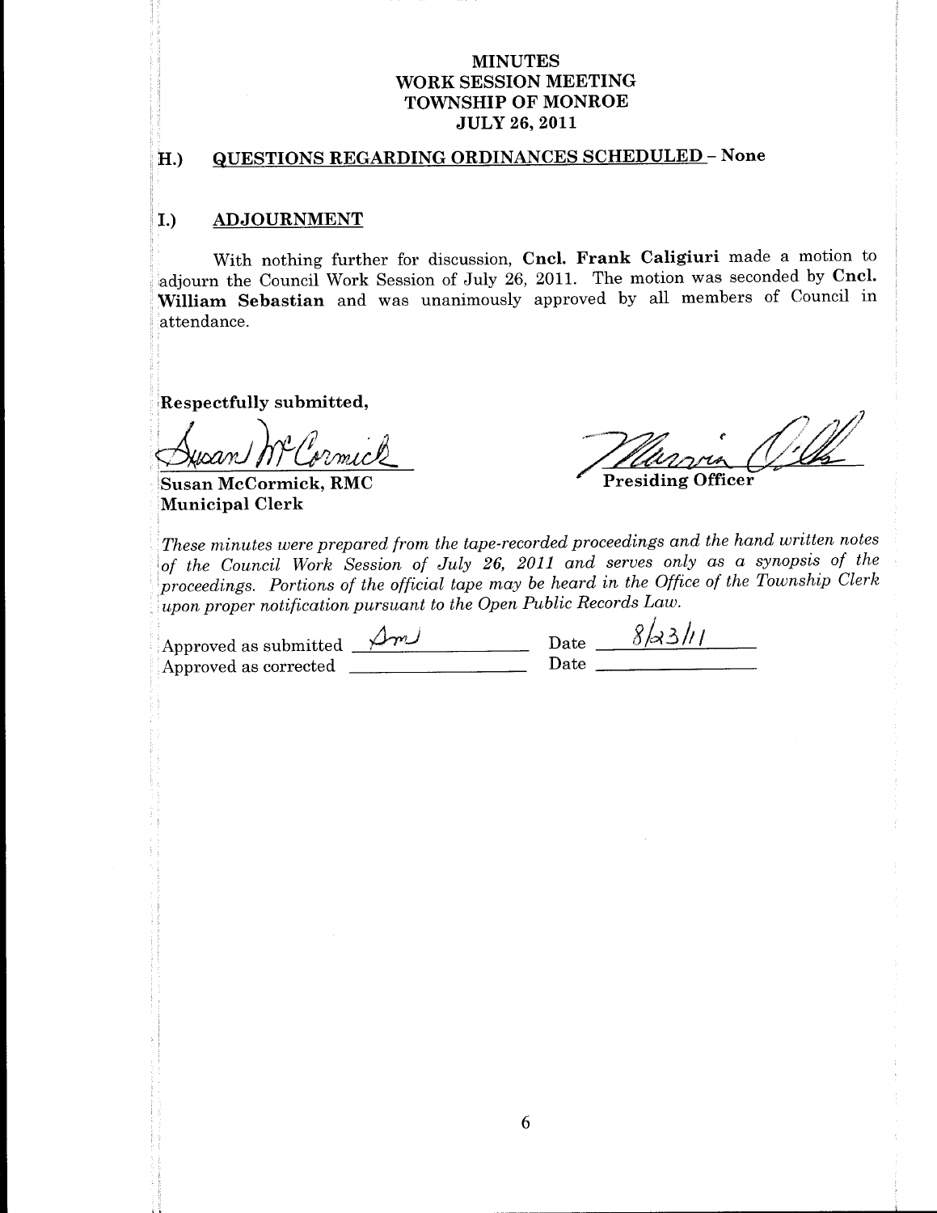# MINUTES
# WORK SESSION MEETING
# TOWNSHIP OF MONROE
# JULY 26, 2011

## H.) QUESTIONS REGARDING ORDINANCES SCHEDULED – None

## I.) ADJOURNMENT

With nothing further for discussion, **Cncl. Frank Caligiuri** made a motion to adjourn the Council Work Session of July 26, 2011. The motion was seconded by **Cncl. William Sebastian** and was unanimously approved by all members of Council in attendance.

**Respectfully submitted,**

Susan McCormick

**Susan McCormick, RMC**
**Municipal Clerk**

Marvin Dilks

**Presiding Officer**

*These minutes were prepared from the tape-recorded proceedings and the hand written notes of the Council Work Session of July 26, 2011 and serves only as a synopsis of the proceedings. Portions of the official tape may be heard in the Office of the Township Clerk upon proper notification pursuant to the Open Public Records Law.*

Approved as submitted SmJ Date 8/23/11

Approved as corrected ______________ Date ______________